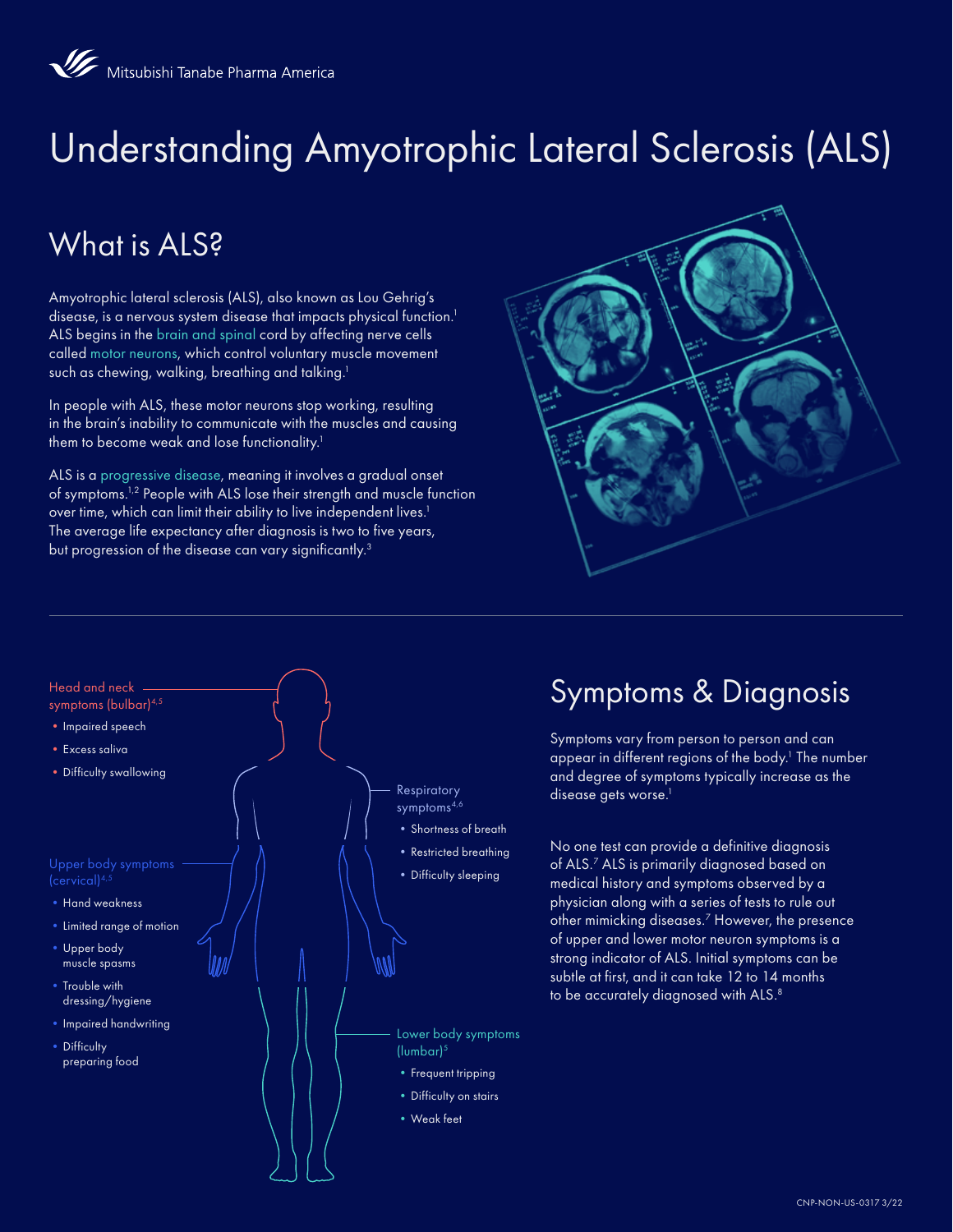Mitsubishi Tanabe Pharma America

# Understanding Amyotrophic Lateral Sclerosis (ALS)

## What is ALS?

Amyotrophic lateral sclerosis (ALS), also known as Lou Gehrig's disease, is a nervous system disease that impacts physical function.[1] ALS begins in the brain and spinal cord by affecting nerve cells called motor neurons, which control voluntary muscle movement such as chewing, walking, breathing and talking.[1]

In people with ALS, these motor neurons stop working, resulting in the brain's inability to communicate with the muscles and causing them to become weak and lose functionality.[1]

ALS is a progressive disease, meaning it involves a gradual onset of symptoms.[1,2] People with ALS lose their strength and muscle function over time, which can limit their ability to live independent lives.[1] The average life expectancy after diagnosis is two to five years, but progression of the disease can vary significantly.[3]

Head and neck symptoms (bulbar)[4,5]

- Impaired speech
- Excess saliva
- Difficulty swallowing

Upper body symptoms (cervical)[4,5]

- Hand weakness
- Limited range of motion
- Upper body muscle spasms
- Trouble with dressing/hygiene
- Impaired handwriting
- Difficulty preparing food

Respiratory symptoms[4,6]

- Shortness of breath
- Restricted breathing
- Difficulty sleeping

Lower body symptoms (lumbar)[5]

- Frequent tripping
- Difficulty on stairs
- Weak feet

## Symptoms & Diagnosis

Symptoms vary from person to person and can appear in different regions of the body.[1] The number and degree of symptoms typically increase as the disease gets worse.[1]

No one test can provide a definitive diagnosis of ALS.[7] ALS is primarily diagnosed based on medical history and symptoms observed by a physician along with a series of tests to rule out other mimicking diseases.[7] However, the presence of upper and lower motor neuron symptoms is a strong indicator of ALS. Initial symptoms can be subtle at first, and it can take 12 to 14 months to be accurately diagnosed with ALS.[8]

CNP-NON-US-0317 3/22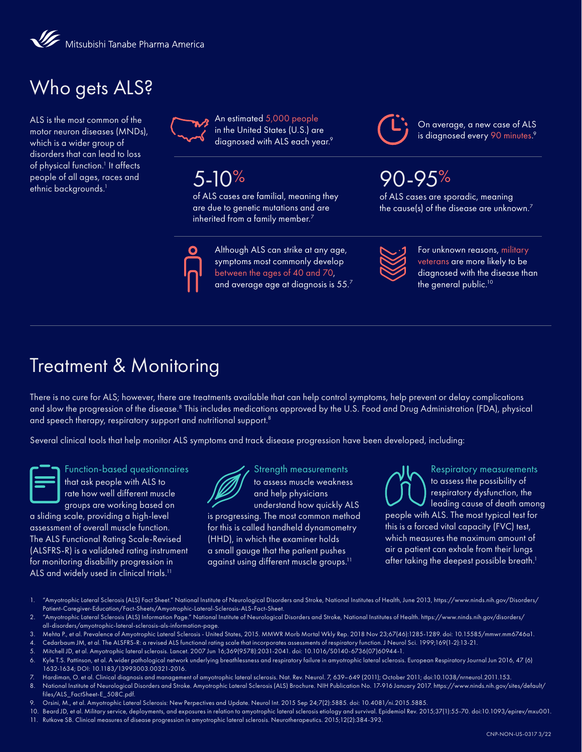Mitsubishi Tanabe Pharma America

## Who gets ALS?

ALS is the most common of the motor neuron diseases (MNDs), which is a wider group of disorders that can lead to loss of physical function.[1] It affects people of all ages, races and ethnic backgrounds.[1]

An estimated 5,000 people in the United States (U.S.) are diagnosed with ALS each year.[9]

On average, a new case of ALS is diagnosed every 90 minutes.[9]

**5-10%**

of ALS cases are familial, meaning they are due to genetic mutations and are inherited from a family member.[7]

**90-95%**

of ALS cases are sporadic, meaning the cause(s) of the disease are unknown.[7]

Although ALS can strike at any age, symptoms most commonly develop between the ages of 40 and 70, and average age at diagnosis is 55.[7]

For unknown reasons, military veterans are more likely to be diagnosed with the disease than the general public.[10]

## Treatment & Monitoring

There is no cure for ALS; however, there are treatments available that can help control symptoms, help prevent or delay complications and slow the progression of the disease.[8] This includes medications approved by the U.S. Food and Drug Administration (FDA), physical and speech therapy, respiratory support and nutritional support.[8]

Several clinical tools that help monitor ALS symptoms and track disease progression have been developed, including:

**Function-based questionnaires** that ask people with ALS to rate how well different muscle groups are working based on a sliding scale, providing a high-level assessment of overall muscle function. The ALS Functional Rating Scale-Revised (ALSFRS-R) is a validated rating instrument for monitoring disability progression in ALS and widely used in clinical trials.[11]

**Strength measurements** to assess muscle weakness and help physicians understand how quickly ALS is progressing. The most common method for this is called handheld dynamometry (HHD), in which the examiner holds a small gauge that the patient pushes against using different muscle groups.[11]

**Respiratory measurements** to assess the possibility of respiratory dysfunction, the leading cause of death among people with ALS. The most typical test for this is a forced vital capacity (FVC) test, which measures the maximum amount of air a patient can exhale from their lungs after taking the deepest possible breath.[1]

1. "Amyotrophic Lateral Sclerosis (ALS) Fact Sheet." National Institute of Neurological Disorders and Stroke, National Institutes of Health, June 2013, https://www.ninds.nih.gov/Disorders/Patient-Caregiver-Education/Fact-Sheets/Amyotrophic-Lateral-Sclerosis-ALS-Fact-Sheet.
2. "Amyotrophic Lateral Sclerosis (ALS) Information Page." National Institute of Neurological Disorders and Stroke, National Institutes of Health. https://www.ninds.nih.gov/disorders/all-disorders/amyotrophic-lateral-sclerosis-als-information-page.
3. Mehta P., et al. Prevalence of Amyotrophic Lateral Sclerosis - United States, 2015. MMWR Morb Mortal Wkly Rep. 2018 Nov 23;67(46):1285-1289. doi: 10.15585/mmwr.mm6746a1.
4. Cedarbaum JM, et al. The ALSFRS-R: a revised ALS functional rating scale that incorporates assessments of respiratory function. J Neurol Sci. 1999;169(1-2):13-21.
5. Mitchell JD, et al. Amyotrophic lateral sclerosis. Lancet. 2007 Jun 16;369(9578):2031-2041. doi: 10.1016/S0140-6736(07)60944-1.
6. Kyle T.S. Pattinson, et al. A wider pathological network underlying breathlessness and respiratory failure in amyotrophic lateral sclerosis. European Respiratory Journal Jun 2016, 47 (6) 1632-1634; DOI: 10.1183/13993003.00321-2016.
7. Hardiman, O. et al. Clinical diagnosis and management of amyotrophic lateral sclerosis. Nat. Rev. Neurol. 7, 639–649 (2011); October 2011; doi:10.1038/nrneurol.2011.153.
8. National Institute of Neurological Disorders and Stroke. Amyotrophic Lateral Sclerosis (ALS) Brochure. NIH Publication No. 17-916 January 2017. https://www.ninds.nih.gov/sites/default/files/ALS_FactSheet-E_508C.pdf.
9. Orsini, M., et al. Amyotrophic Lateral Sclerosis: New Perpectives and Update. Neurol Int. 2015 Sep 24;7(2):5885. doi: 10.4081/ni.2015.5885.
10. Beard JD, et al. Military service, deployments, and exposures in relation to amyotrophic lateral sclerosis etiology and survival. Epidemiol Rev. 2015;37(1):55-70. doi:10.1093/epirev/mxu001.
11. Rutkove SB. Clinical measures of disease progression in amyotrophic lateral sclerosis. Neurotherapeutics. 2015;12(2):384-393.

CNP-NON-US-0317 3/22